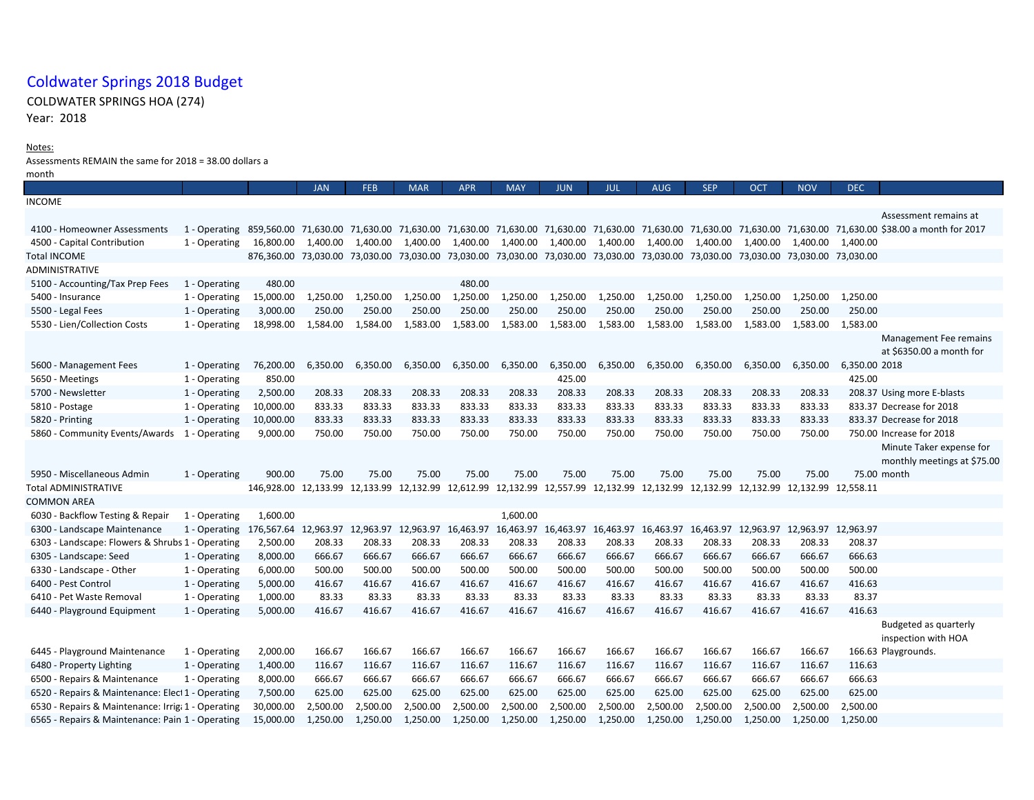# Coldwater Springs 2018 Budget

COLDWATER SPRINGS HOA (274)

Year: 2018

Notes:

Assessments REMAIN the same for 2018 = 38.00 dollars a month

| | | | JAN | FEB | MAR | APR | MAY | JUN | JUL | AUG | SEP | OCT | NOV | DEC | |
|---|---|---|---|---|---|---|---|---|---|---|---|---|---|---|---|
| INCOME | | | | | | | | | | | | | | | |
| 4100 - Homeowner Assessments | 1 - Operating | 859,560.00 | 71,630.00 | 71,630.00 | 71,630.00 | 71,630.00 | 71,630.00 | 71,630.00 | 71,630.00 | 71,630.00 | 71,630.00 | 71,630.00 | 71,630.00 | 71,630.00 | Assessment remains at $38.00 a month for 2017 |
| 4500 - Capital Contribution | 1 - Operating | 16,800.00 | 1,400.00 | 1,400.00 | 1,400.00 | 1,400.00 | 1,400.00 | 1,400.00 | 1,400.00 | 1,400.00 | 1,400.00 | 1,400.00 | 1,400.00 | 1,400.00 | |
| Total INCOME | | 876,360.00 | 73,030.00 | 73,030.00 | 73,030.00 | 73,030.00 | 73,030.00 | 73,030.00 | 73,030.00 | 73,030.00 | 73,030.00 | 73,030.00 | 73,030.00 | 73,030.00 | |
| ADMINISTRATIVE | | | | | | | | | | | | | | | |
| 5100 - Accounting/Tax Prep Fees | 1 - Operating | 480.00 | | | | 480.00 | | | | | | | | | |
| 5400 - Insurance | 1 - Operating | 15,000.00 | 1,250.00 | 1,250.00 | 1,250.00 | 1,250.00 | 1,250.00 | 1,250.00 | 1,250.00 | 1,250.00 | 1,250.00 | 1,250.00 | 1,250.00 | 1,250.00 | |
| 5500 - Legal Fees | 1 - Operating | 3,000.00 | 250.00 | 250.00 | 250.00 | 250.00 | 250.00 | 250.00 | 250.00 | 250.00 | 250.00 | 250.00 | 250.00 | 250.00 | |
| 5530 - Lien/Collection Costs | 1 - Operating | 18,998.00 | 1,584.00 | 1,584.00 | 1,583.00 | 1,583.00 | 1,583.00 | 1,583.00 | 1,583.00 | 1,583.00 | 1,583.00 | 1,583.00 | 1,583.00 | 1,583.00 | |
| 5600 - Management Fees | 1 - Operating | 76,200.00 | 6,350.00 | 6,350.00 | 6,350.00 | 6,350.00 | 6,350.00 | 6,350.00 | 6,350.00 | 6,350.00 | 6,350.00 | 6,350.00 | 6,350.00 | 6,350.00 | Management Fee remains at $6350.00 a month for 2018 |
| 5650 - Meetings | 1 - Operating | 850.00 | | | | | | 425.00 | | | | | | 425.00 | |
| 5700 - Newsletter | 1 - Operating | 2,500.00 | 208.33 | 208.33 | 208.33 | 208.33 | 208.33 | 208.33 | 208.33 | 208.33 | 208.33 | 208.33 | 208.33 | 208.37 | Using more E-blasts |
| 5810 - Postage | 1 - Operating | 10,000.00 | 833.33 | 833.33 | 833.33 | 833.33 | 833.33 | 833.33 | 833.33 | 833.33 | 833.33 | 833.33 | 833.33 | 833.37 | Decrease for 2018 |
| 5820 - Printing | 1 - Operating | 10,000.00 | 833.33 | 833.33 | 833.33 | 833.33 | 833.33 | 833.33 | 833.33 | 833.33 | 833.33 | 833.33 | 833.33 | 833.37 | Decrease for 2018 |
| 5860 - Community Events/Awards | 1 - Operating | 9,000.00 | 750.00 | 750.00 | 750.00 | 750.00 | 750.00 | 750.00 | 750.00 | 750.00 | 750.00 | 750.00 | 750.00 | 750.00 | Increase for 2018 |
| 5950 - Miscellaneous Admin | 1 - Operating | 900.00 | 75.00 | 75.00 | 75.00 | 75.00 | 75.00 | 75.00 | 75.00 | 75.00 | 75.00 | 75.00 | 75.00 | 75.00 | Minute Taker expense for monthly meetings at $75.00 month |
| Total ADMINISTRATIVE | | 146,928.00 | 12,133.99 | 12,133.99 | 12,132.99 | 12,612.99 | 12,132.99 | 12,557.99 | 12,132.99 | 12,132.99 | 12,132.99 | 12,132.99 | 12,132.99 | 12,558.11 | |
| COMMON AREA | | | | | | | | | | | | | | | |
| 6030 - Backflow Testing & Repair | 1 - Operating | 1,600.00 | | | | | 1,600.00 | | | | | | | | |
| 6300 - Landscape Maintenance | 1 - Operating | 176,567.64 | 12,963.97 | 12,963.97 | 12,963.97 | 16,463.97 | 16,463.97 | 16,463.97 | 16,463.97 | 16,463.97 | 16,463.97 | 12,963.97 | 12,963.97 | 12,963.97 | |
| 6303 - Landscape: Flowers & Shrubs | 1 - Operating | 2,500.00 | 208.33 | 208.33 | 208.33 | 208.33 | 208.33 | 208.33 | 208.33 | 208.33 | 208.33 | 208.33 | 208.33 | 208.37 | |
| 6305 - Landscape: Seed | 1 - Operating | 8,000.00 | 666.67 | 666.67 | 666.67 | 666.67 | 666.67 | 666.67 | 666.67 | 666.67 | 666.67 | 666.67 | 666.67 | 666.63 | |
| 6330 - Landscape - Other | 1 - Operating | 6,000.00 | 500.00 | 500.00 | 500.00 | 500.00 | 500.00 | 500.00 | 500.00 | 500.00 | 500.00 | 500.00 | 500.00 | 500.00 | |
| 6400 - Pest Control | 1 - Operating | 5,000.00 | 416.67 | 416.67 | 416.67 | 416.67 | 416.67 | 416.67 | 416.67 | 416.67 | 416.67 | 416.67 | 416.67 | 416.63 | |
| 6410 - Pet Waste Removal | 1 - Operating | 1,000.00 | 83.33 | 83.33 | 83.33 | 83.33 | 83.33 | 83.33 | 83.33 | 83.33 | 83.33 | 83.33 | 83.33 | 83.37 | |
| 6440 - Playground Equipment | 1 - Operating | 5,000.00 | 416.67 | 416.67 | 416.67 | 416.67 | 416.67 | 416.67 | 416.67 | 416.67 | 416.67 | 416.67 | 416.67 | 416.63 | |
| 6445 - Playground Maintenance | 1 - Operating | 2,000.00 | 166.67 | 166.67 | 166.67 | 166.67 | 166.67 | 166.67 | 166.67 | 166.67 | 166.67 | 166.67 | 166.67 | 166.63 | Budgeted as quarterly inspection with HOA Playgrounds. |
| 6480 - Property Lighting | 1 - Operating | 1,400.00 | 116.67 | 116.67 | 116.67 | 116.67 | 116.67 | 116.67 | 116.67 | 116.67 | 116.67 | 116.67 | 116.67 | 116.63 | |
| 6500 - Repairs & Maintenance | 1 - Operating | 8,000.00 | 666.67 | 666.67 | 666.67 | 666.67 | 666.67 | 666.67 | 666.67 | 666.67 | 666.67 | 666.67 | 666.67 | 666.63 | |
| 6520 - Repairs & Maintenance: Elect | 1 - Operating | 7,500.00 | 625.00 | 625.00 | 625.00 | 625.00 | 625.00 | 625.00 | 625.00 | 625.00 | 625.00 | 625.00 | 625.00 | 625.00 | |
| 6530 - Repairs & Maintenance: Irriga | 1 - Operating | 30,000.00 | 2,500.00 | 2,500.00 | 2,500.00 | 2,500.00 | 2,500.00 | 2,500.00 | 2,500.00 | 2,500.00 | 2,500.00 | 2,500.00 | 2,500.00 | 2,500.00 | |
| 6565 - Repairs & Maintenance: Pain | 1 - Operating | 15,000.00 | 1,250.00 | 1,250.00 | 1,250.00 | 1,250.00 | 1,250.00 | 1,250.00 | 1,250.00 | 1,250.00 | 1,250.00 | 1,250.00 | 1,250.00 | 1,250.00 | |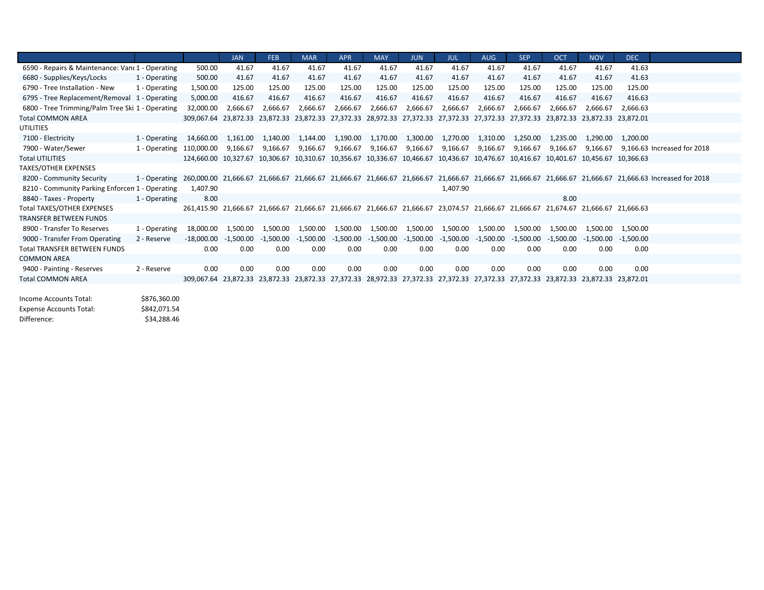| | | | JAN | FEB | MAR | APR | MAY | JUN | JUL | AUG | SEP | OCT | NOV | DEC | |
|---|---|---|---|---|---|---|---|---|---|---|---|---|---|---|---|
| 6590 - Repairs & Maintenance: Vand | 1 - Operating | 500.00 | 41.67 | 41.67 | 41.67 | 41.67 | 41.67 | 41.67 | 41.67 | 41.67 | 41.67 | 41.67 | 41.67 | 41.63 | |
| 6680 - Supplies/Keys/Locks | 1 - Operating | 500.00 | 41.67 | 41.67 | 41.67 | 41.67 | 41.67 | 41.67 | 41.67 | 41.67 | 41.67 | 41.67 | 41.67 | 41.63 | |
| 6790 - Tree Installation - New | 1 - Operating | 1,500.00 | 125.00 | 125.00 | 125.00 | 125.00 | 125.00 | 125.00 | 125.00 | 125.00 | 125.00 | 125.00 | 125.00 | 125.00 | |
| 6795 - Tree Replacement/Removal | 1 - Operating | 5,000.00 | 416.67 | 416.67 | 416.67 | 416.67 | 416.67 | 416.67 | 416.67 | 416.67 | 416.67 | 416.67 | 416.67 | 416.63 | |
| 6800 - Tree Trimming/Palm Tree Ski | 1 - Operating | 32,000.00 | 2,666.67 | 2,666.67 | 2,666.67 | 2,666.67 | 2,666.67 | 2,666.67 | 2,666.67 | 2,666.67 | 2,666.67 | 2,666.67 | 2,666.67 | 2,666.63 | |
| Total COMMON AREA | | 309,067.64 | 23,872.33 | 23,872.33 | 23,872.33 | 27,372.33 | 28,972.33 | 27,372.33 | 27,372.33 | 27,372.33 | 27,372.33 | 23,872.33 | 23,872.33 | 23,872.01 | |
| UTILITIES | | | | | | | | | | | | | | | |
| 7100 - Electricity | 1 - Operating | 14,660.00 | 1,161.00 | 1,140.00 | 1,144.00 | 1,190.00 | 1,170.00 | 1,300.00 | 1,270.00 | 1,310.00 | 1,250.00 | 1,235.00 | 1,290.00 | 1,200.00 | |
| 7900 - Water/Sewer | 1 - Operating | 110,000.00 | 9,166.67 | 9,166.67 | 9,166.67 | 9,166.67 | 9,166.67 | 9,166.67 | 9,166.67 | 9,166.67 | 9,166.67 | 9,166.67 | 9,166.67 | 9,166.63 | Increased for 2018 |
| Total UTILITIES | | 124,660.00 | 10,327.67 | 10,306.67 | 10,310.67 | 10,356.67 | 10,336.67 | 10,466.67 | 10,436.67 | 10,476.67 | 10,416.67 | 10,401.67 | 10,456.67 | 10,366.63 | |
| TAXES/OTHER EXPENSES | | | | | | | | | | | | | | | |
| 8200 - Community Security | 1 - Operating | 260,000.00 | 21,666.67 | 21,666.67 | 21,666.67 | 21,666.67 | 21,666.67 | 21,666.67 | 21,666.67 | 21,666.67 | 21,666.67 | 21,666.67 | 21,666.67 | 21,666.63 | Increased for 2018 |
| 8210 - Community Parking Enforcem | 1 - Operating | 1,407.90 | | | | | | | 1,407.90 | | | | | | |
| 8840 - Taxes - Property | 1 - Operating | 8.00 | | | | | | | | | | 8.00 | | | |
| Total TAXES/OTHER EXPENSES | | 261,415.90 | 21,666.67 | 21,666.67 | 21,666.67 | 21,666.67 | 21,666.67 | 21,666.67 | 23,074.57 | 21,666.67 | 21,666.67 | 21,674.67 | 21,666.67 | 21,666.63 | |
| TRANSFER BETWEEN FUNDS | | | | | | | | | | | | | | | |
| 8900 - Transfer To Reserves | 1 - Operating | 18,000.00 | 1,500.00 | 1,500.00 | 1,500.00 | 1,500.00 | 1,500.00 | 1,500.00 | 1,500.00 | 1,500.00 | 1,500.00 | 1,500.00 | 1,500.00 | 1,500.00 | |
| 9000 - Transfer From Operating | 2 - Reserve | -18,000.00 | -1,500.00 | -1,500.00 | -1,500.00 | -1,500.00 | -1,500.00 | -1,500.00 | -1,500.00 | -1,500.00 | -1,500.00 | -1,500.00 | -1,500.00 | -1,500.00 | |
| Total TRANSFER BETWEEN FUNDS | | 0.00 | 0.00 | 0.00 | 0.00 | 0.00 | 0.00 | 0.00 | 0.00 | 0.00 | 0.00 | 0.00 | 0.00 | 0.00 | |
| COMMON AREA | | | | | | | | | | | | | | | |
| 9400 - Painting - Reserves | 2 - Reserve | 0.00 | 0.00 | 0.00 | 0.00 | 0.00 | 0.00 | 0.00 | 0.00 | 0.00 | 0.00 | 0.00 | 0.00 | 0.00 | |
| Total COMMON AREA | | 309,067.64 | 23,872.33 | 23,872.33 | 23,872.33 | 27,372.33 | 28,972.33 | 27,372.33 | 27,372.33 | 27,372.33 | 27,372.33 | 23,872.33 | 23,872.33 | 23,872.01 | |

| | |
|---|---|
| Income Accounts Total: | $876,360.00 |
| Expense Accounts Total: | $842,071.54 |
| Difference: | $34,288.46 |